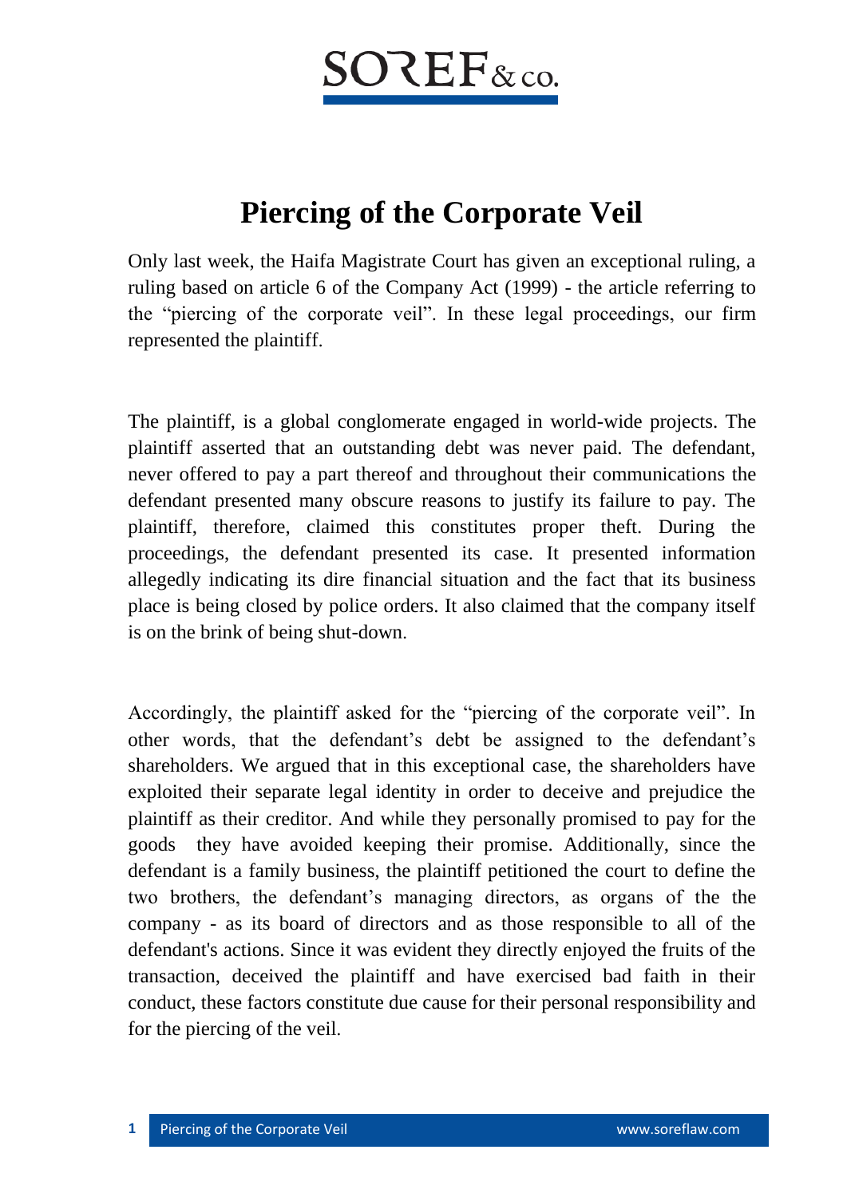SOREF & co.

# Piercing of the Corporate Veil

Only last week, the Haifa Magistrate Court has given an exceptional ruling, a ruling based on article 6 of the Company Act (1999) - the article referring to the "piercing of the corporate veil". In these legal proceedings, our firm represented the plaintiff.

The plaintiff, is a global conglomerate engaged in world-wide projects. The plaintiff asserted that an outstanding debt was never paid. The defendant, never offered to pay a part thereof and throughout their communications the defendant presented many obscure reasons to justify its failure to pay. The plaintiff, therefore, claimed this constitutes proper theft. During the proceedings, the defendant presented its case. It presented information allegedly indicating its dire financial situation and the fact that its business place is being closed by police orders. It also claimed that the company itself is on the brink of being shut-down.

Accordingly, the plaintiff asked for the "piercing of the corporate veil". In other words, that the defendant's debt be assigned to the defendant's shareholders. We argued that in this exceptional case, the shareholders have exploited their separate legal identity in order to deceive and prejudice the plaintiff as their creditor. And while they personally promised to pay for the goods they have avoided keeping their promise. Additionally, since the defendant is a family business, the plaintiff petitioned the court to define the two brothers, the defendant's managing directors, as organs of the the company - as its board of directors and as those responsible to all of the defendant's actions. Since it was evident they directly enjoyed the fruits of the transaction, deceived the plaintiff and have exercised bad faith in their conduct, these factors constitute due cause for their personal responsibility and for the piercing of the veil.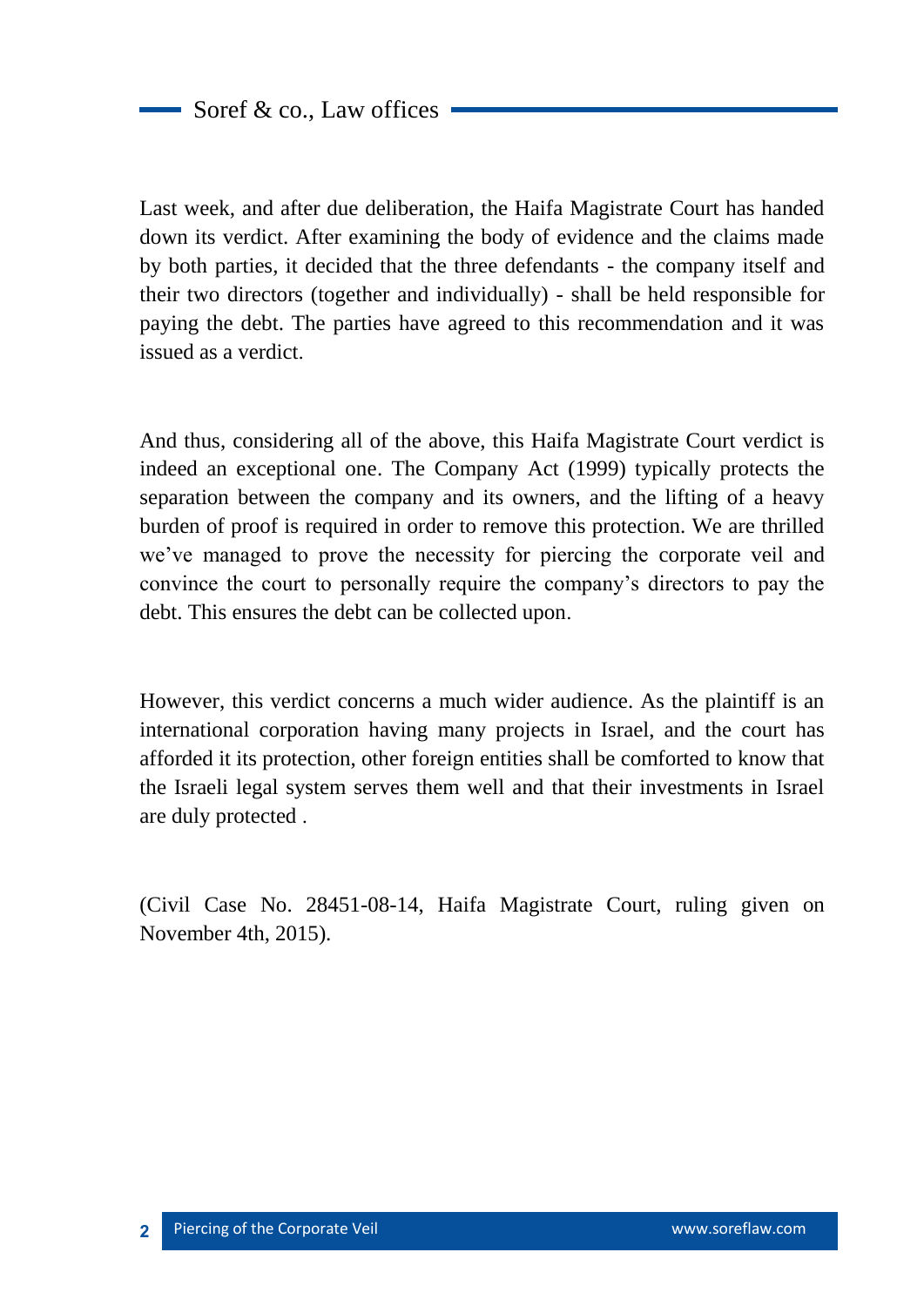Last week, and after due deliberation, the Haifa Magistrate Court has handed down its verdict. After examining the body of evidence and the claims made by both parties, it decided that the three defendants - the company itself and their two directors (together and individually) - shall be held responsible for paying the debt. The parties have agreed to this recommendation and it was issued as a verdict.

And thus, considering all of the above, this Haifa Magistrate Court verdict is indeed an exceptional one. The Company Act (1999) typically protects the separation between the company and its owners, and the lifting of a heavy burden of proof is required in order to remove this protection. We are thrilled we've managed to prove the necessity for piercing the corporate veil and convince the court to personally require the company's directors to pay the debt. This ensures the debt can be collected upon.

However, this verdict concerns a much wider audience. As the plaintiff is an international corporation having many projects in Israel, and the court has afforded it its protection, other foreign entities shall be comforted to know that the Israeli legal system serves them well and that their investments in Israel are duly protected .

(Civil Case No. 28451-08-14, Haifa Magistrate Court, ruling given on November 4th, 2015).